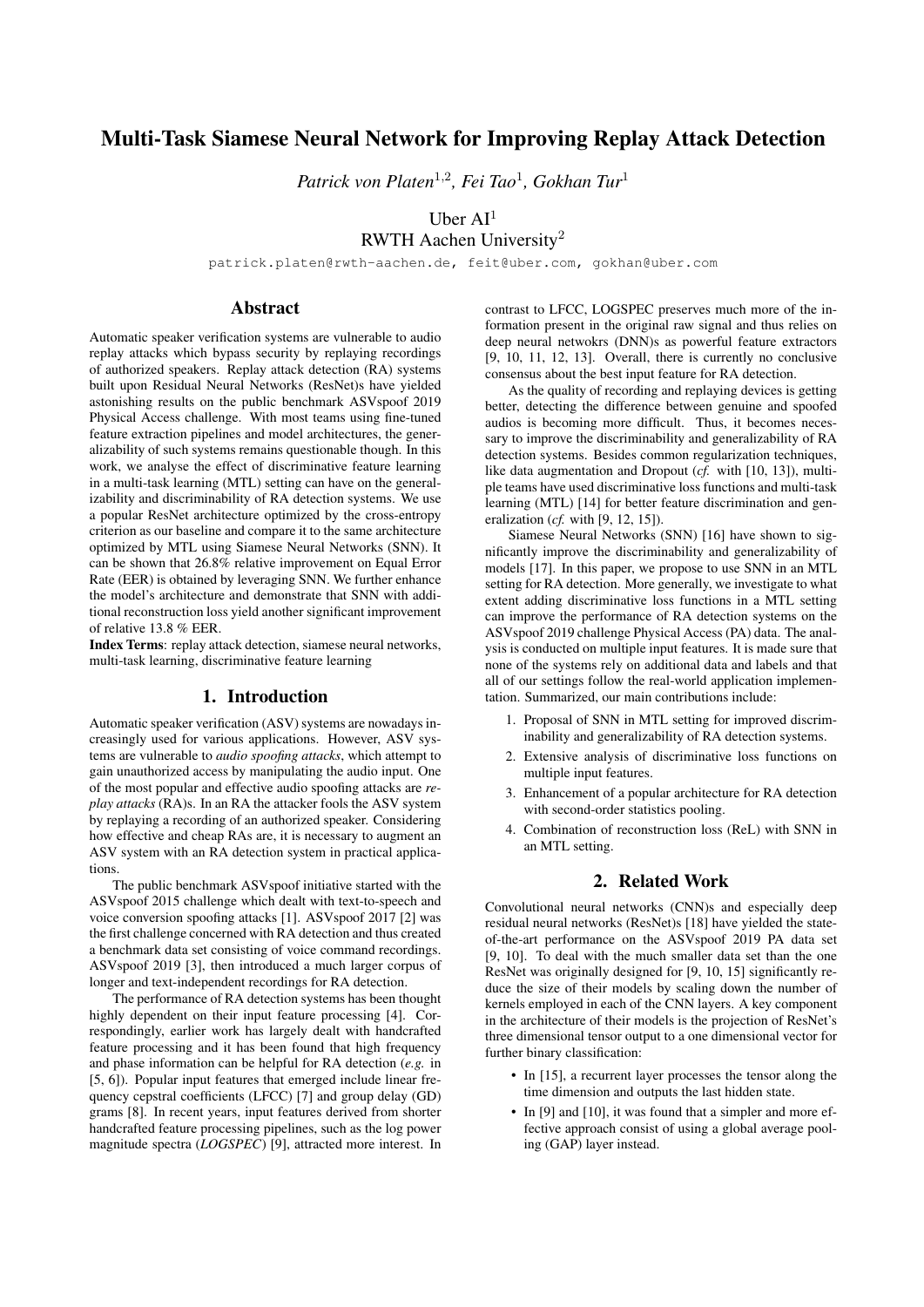# Multi-Task Siamese Neural Network for Improving Replay Attack Detection

*Patrick von Platen*[1,2]*, Fei Tao*[1]*, Gokhan Tur*[1]

Uber AI[1]
RWTH Aachen University[2]

patrick.platen@rwth-aachen.de, feit@uber.com, gokhan@uber.com

## Abstract

Automatic speaker verification systems are vulnerable to audio replay attacks which bypass security by replaying recordings of authorized speakers. Replay attack detection (RA) systems built upon Residual Neural Networks (ResNet)s have yielded astonishing results on the public benchmark ASVspoof 2019 Physical Access challenge. With most teams using fine-tuned feature extraction pipelines and model architectures, the generalizability of such systems remains questionable though. In this work, we analyse the effect of discriminative feature learning in a multi-task learning (MTL) setting can have on the generalizability and discriminability of RA detection systems. We use a popular ResNet architecture optimized by the cross-entropy criterion as our baseline and compare it to the same architecture optimized by MTL using Siamese Neural Networks (SNN). It can be shown that 26.8% relative improvement on Equal Error Rate (EER) is obtained by leveraging SNN. We further enhance the model's architecture and demonstrate that SNN with additional reconstruction loss yield another significant improvement of relative 13.8 % EER.

**Index Terms**: replay attack detection, siamese neural networks, multi-task learning, discriminative feature learning

## 1. Introduction

Automatic speaker verification (ASV) systems are nowadays increasingly used for various applications. However, ASV systems are vulnerable to *audio spoofing attacks*, which attempt to gain unauthorized access by manipulating the audio input. One of the most popular and effective audio spoofing attacks are *replay attacks* (RA)s. In an RA the attacker fools the ASV system by replaying a recording of an authorized speaker. Considering how effective and cheap RAs are, it is necessary to augment an ASV system with an RA detection system in practical applications.

The public benchmark ASVspoof initiative started with the ASVspoof 2015 challenge which dealt with text-to-speech and voice conversion spoofing attacks [1]. ASVspoof 2017 [2] was the first challenge concerned with RA detection and thus created a benchmark data set consisting of voice command recordings. ASVspoof 2019 [3], then introduced a much larger corpus of longer and text-independent recordings for RA detection.

The performance of RA detection systems has been thought highly dependent on their input feature processing [4]. Correspondingly, earlier work has largely dealt with handcrafted feature processing and it has been found that high frequency and phase information can be helpful for RA detection (*e.g.* in [5, 6]). Popular input features that emerged include linear frequency cepstral coefficients (LFCC) [7] and group delay (GD) grams [8]. In recent years, input features derived from shorter handcrafted feature processing pipelines, such as the log power magnitude spectra (*LOGSPEC*) [9], attracted more interest. In contrast to LFCC, LOGSPEC preserves much more of the information present in the original raw signal and thus relies on deep neural netwokrs (DNN)s as powerful feature extractors [9, 10, 11, 12, 13]. Overall, there is currently no conclusive consensus about the best input feature for RA detection.

As the quality of recording and replaying devices is getting better, detecting the difference between genuine and spoofed audios is becoming more difficult. Thus, it becomes necessary to improve the discriminability and generalizability of RA detection systems. Besides common regularization techniques, like data augmentation and Dropout (*cf.* with [10, 13]), multiple teams have used discriminative loss functions and multi-task learning (MTL) [14] for better feature discrimination and generalization (*cf.* with [9, 12, 15]).

Siamese Neural Networks (SNN) [16] have shown to significantly improve the discriminability and generalizability of models [17]. In this paper, we propose to use SNN in an MTL setting for RA detection. More generally, we investigate to what extent adding discriminative loss functions in a MTL setting can improve the performance of RA detection systems on the ASVspoof 2019 challenge Physical Access (PA) data. The analysis is conducted on multiple input features. It is made sure that none of the systems rely on additional data and labels and that all of our settings follow the real-world application implementation. Summarized, our main contributions include:

1. Proposal of SNN in MTL setting for improved discriminability and generalizability of RA detection systems.
2. Extensive analysis of discriminative loss functions on multiple input features.
3. Enhancement of a popular architecture for RA detection with second-order statistics pooling.
4. Combination of reconstruction loss (ReL) with SNN in an MTL setting.

## 2. Related Work

Convolutional neural networks (CNN)s and especially deep residual neural networks (ResNet)s [18] have yielded the state-of-the-art performance on the ASVspoof 2019 PA data set [9, 10]. To deal with the much smaller data set than the one ResNet was originally designed for [9, 10, 15] significantly reduce the size of their models by scaling down the number of kernels employed in each of the CNN layers. A key component in the architecture of their models is the projection of ResNet's three dimensional tensor output to a one dimensional vector for further binary classification:

- In [15], a recurrent layer processes the tensor along the time dimension and outputs the last hidden state.
- In [9] and [10], it was found that a simpler and more effective approach consist of using a global average pooling (GAP) layer instead.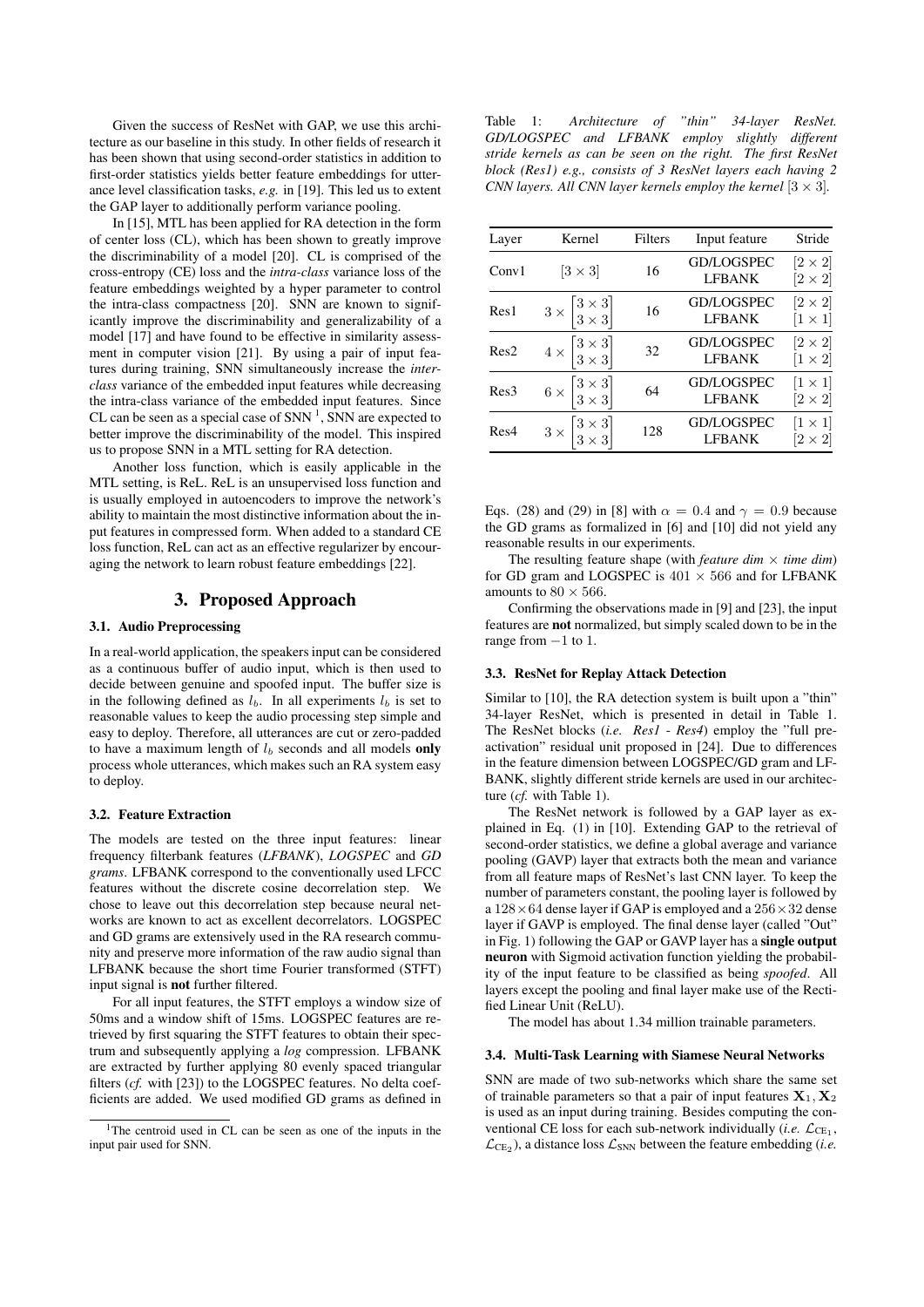Given the success of ResNet with GAP, we use this architecture as our baseline in this study. In other fields of research it has been shown that using second-order statistics in addition to first-order statistics yields better feature embeddings for utterance level classification tasks, *e.g.* in [19]. This led us to extent the GAP layer to additionally perform variance pooling.

In [15], MTL has been applied for RA detection in the form of center loss (CL), which has been shown to greatly improve the discriminability of a model [20]. CL is comprised of the cross-entropy (CE) loss and the *intra-class* variance loss of the feature embeddings weighted by a hyper parameter to control the intra-class compactness [20]. SNN are known to significantly improve the discriminability and generalizability of a model [17] and have found to be effective in similarity assessment in computer vision [21]. By using a pair of input features during training, SNN simultaneously increase the *inter-class* variance of the embedded input features while decreasing the intra-class variance of the embedded input features. Since CL can be seen as a special case of SNN [1], SNN are expected to better improve the discriminability of the model. This inspired us to propose SNN in a MTL setting for RA detection.

Another loss function, which is easily applicable in the MTL setting, is ReL. ReL is an unsupervised loss function and is usually employed in autoencoders to improve the network's ability to maintain the most distinctive information about the input features in compressed form. When added to a standard CE loss function, ReL can act as an effective regularizer by encouraging the network to learn robust feature embeddings [22].

## 3. Proposed Approach

### 3.1. Audio Preprocessing

In a real-world application, the speakers input can be considered as a continuous buffer of audio input, which is then used to decide between genuine and spoofed input. The buffer size is in the following defined as $l_b$. In all experiments $l_b$ is set to reasonable values to keep the audio processing step simple and easy to deploy. Therefore, all utterances are cut or zero-padded to have a maximum length of $l_b$ seconds and all models **only** process whole utterances, which makes such an RA system easy to deploy.

### 3.2. Feature Extraction

The models are tested on the three input features: linear frequency filterbank features (*LFBANK*), *LOGSPEC* and *GD grams*. LFBANK correspond to the conventionally used LFCC features without the discrete cosine decorrelation step. We chose to leave out this decorrelation step because neural networks are known to act as excellent decorrelators. LOGSPEC and GD grams are extensively used in the RA research community and preserve more information of the raw audio signal than LFBANK because the short time Fourier transformed (STFT) input signal is **not** further filtered.

For all input features, the STFT employs a window size of 50ms and a window shift of 15ms. LOGSPEC features are retrieved by first squaring the STFT features to obtain their spectrum and subsequently applying a *log* compression. LFBANK are extracted by further applying 80 evenly spaced triangular filters (*cf.* with [23]) to the LOGSPEC features. No delta coefficients are added. We used modified GD grams as defined in Eqs. (28) and (29) in [8] with $\alpha = 0.4$ and $\gamma = 0.9$ because the GD grams as formalized in [6] and [10] did not yield any reasonable results in our experiments.

The resulting feature shape (with *feature dim* $\times$ *time dim*) for GD gram and LOGSPEC is $401 \times 566$ and for LFBANK amounts to $80 \times 566$.

Confirming the observations made in [9] and [23], the input features are **not** normalized, but simply scaled down to be in the range from $-1$ to $1$.

### 3.3. ResNet for Replay Attack Detection

Similar to [10], the RA detection system is built upon a "thin" 34-layer ResNet, which is presented in detail in Table 1. The ResNet blocks (*i.e. Res1* - *Res4*) employ the "full pre-activation" residual unit proposed in [24]. Due to differences in the feature dimension between LOGSPEC/GD gram and LFBANK, slightly different stride kernels are used in our architecture (*cf.* with Table 1).

Table 1: *Architecture of "thin" 34-layer ResNet. GD/LOGSPEC and LFBANK employ slightly different stride kernels as can be seen on the right. The first ResNet block (Res1) e.g., consists of 3 ResNet layers each having 2 CNN layers. All CNN layer kernels employ the kernel* $[3 \times 3]$.

| Layer | Kernel | Filters | Input feature | Stride |
|---|---|---|---|---|
| Conv1 | $[3 \times 3]$ | 16 | GD/LOGSPEC<br>LFBANK | $[2 \times 2]$<br>$[2 \times 2]$ |
| Res1 | $3 \times \begin{bmatrix} 3 \times 3 \\ 3 \times 3 \end{bmatrix}$ | 16 | GD/LOGSPEC<br>LFBANK | $[2 \times 2]$<br>$[1 \times 1]$ |
| Res2 | $4 \times \begin{bmatrix} 3 \times 3 \\ 3 \times 3 \end{bmatrix}$ | 32 | GD/LOGSPEC<br>LFBANK | $[2 \times 2]$<br>$[1 \times 2]$ |
| Res3 | $6 \times \begin{bmatrix} 3 \times 3 \\ 3 \times 3 \end{bmatrix}$ | 64 | GD/LOGSPEC<br>LFBANK | $[1 \times 1]$<br>$[2 \times 2]$ |
| Res4 | $3 \times \begin{bmatrix} 3 \times 3 \\ 3 \times 3 \end{bmatrix}$ | 128 | GD/LOGSPEC<br>LFBANK | $[1 \times 1]$<br>$[2 \times 2]$ |

The ResNet network is followed by a GAP layer as explained in Eq. (1) in [10]. Extending GAP to the retrieval of second-order statistics, we define a global average and variance pooling (GAVP) layer that extracts both the mean and variance from all feature maps of ResNet's last CNN layer. To keep the number of parameters constant, the pooling layer is followed by a $128 \times 64$ dense layer if GAP is employed and a $256 \times 32$ dense layer if GAVP is employed. The final dense layer (called "Out" in Fig. 1) following the GAP or GAVP layer has a **single output neuron** with Sigmoid activation function yielding the probability of the input feature to be classified as being *spoofed*. All layers except the pooling and final layer make use of the Rectified Linear Unit (ReLU).

The model has about 1.34 million trainable parameters.

### 3.4. Multi-Task Learning with Siamese Neural Networks

SNN are made of two sub-networks which share the same set of trainable parameters so that a pair of input features $\mathbf{X}_1, \mathbf{X}_2$ is used as an input during training. Besides computing the conventional CE loss for each sub-network individually (*i.e.* $\mathcal{L}_{\text{CE}_1}$, $\mathcal{L}_{\text{CE}_2}$), a distance loss $\mathcal{L}_{\text{SNN}}$ between the feature embedding (*i.e.*

[1] The centroid used in CL can be seen as one of the inputs in the input pair used for SNN.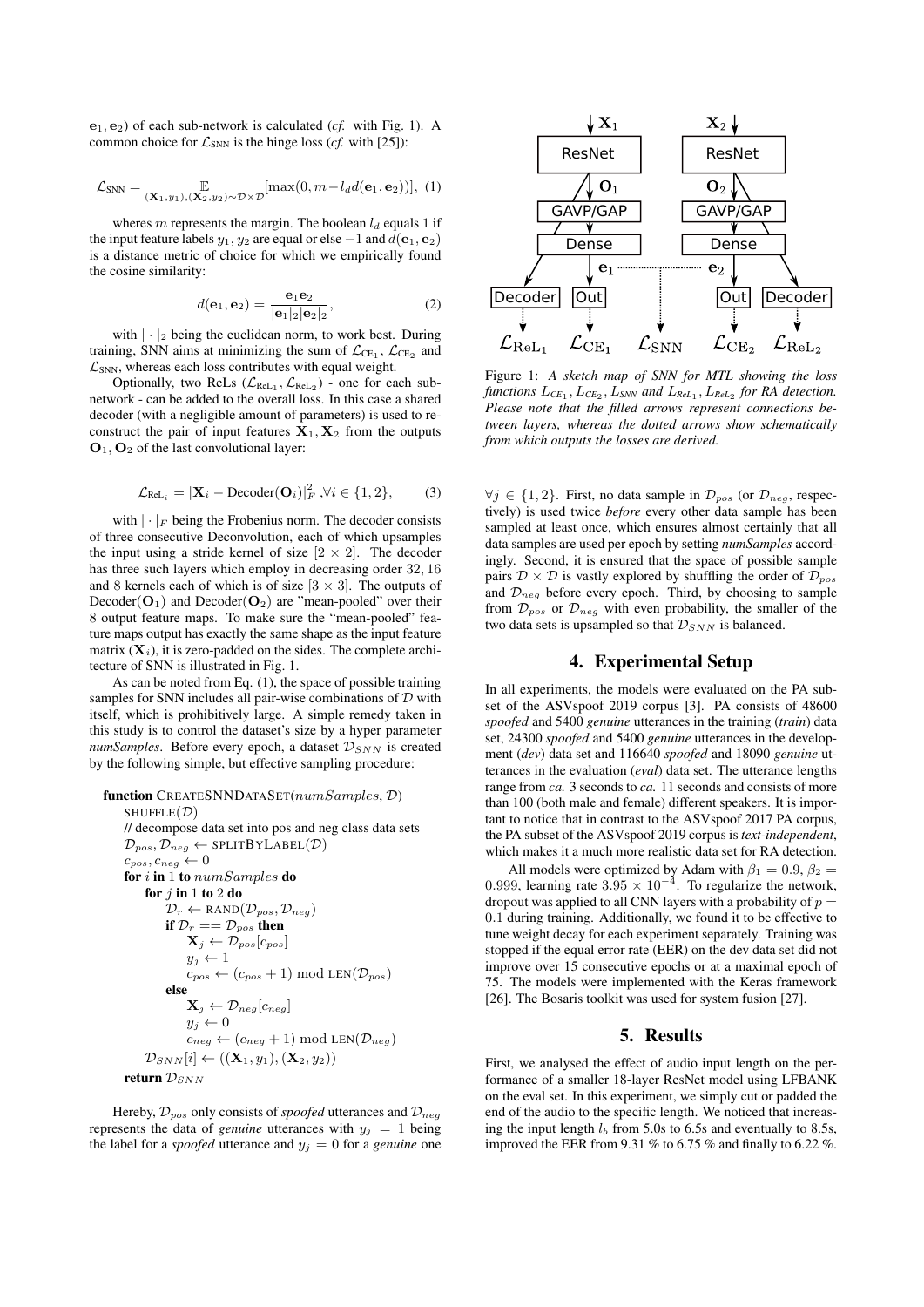$\mathbf{e}_1, \mathbf{e}_2$) of each sub-network is calculated (*cf.* with Fig. 1). A common choice for $\mathcal{L}_{\text{SNN}}$ is the hinge loss (*cf.* with [25]):

$$\mathcal{L}_{\text{SNN}} = \underset{(\mathbf{X}_1,y_1),(\mathbf{X}_2,y_2)\sim\mathcal{D}\times\mathcal{D}}{\mathbb{E}}[\max(0, m - l_d d(\mathbf{e}_1, \mathbf{e}_2))], \quad (1)$$

wheres $m$ represents the margin. The boolean $l_d$ equals 1 if the input feature labels $y_1, y_2$ are equal or else $-1$ and $d(\mathbf{e}_1, \mathbf{e}_2)$ is a distance metric of choice for which we empirically found the cosine similarity:

$$d(\mathbf{e}_1, \mathbf{e}_2) = \frac{\mathbf{e}_1 \mathbf{e}_2}{|\mathbf{e}_1|_2 |\mathbf{e}_2|_2}, \quad (2)$$

with $|\cdot|_2$ being the euclidean norm, to work best. During training, SNN aims at minimizing the sum of $\mathcal{L}_{\text{CE}_1}$, $\mathcal{L}_{\text{CE}_2}$ and $\mathcal{L}_{\text{SNN}}$, whereas each loss contributes with equal weight.

Optionally, two ReLs ($\mathcal{L}_{\text{ReL}_1}, \mathcal{L}_{\text{ReL}_2}$) - one for each sub-network - can be added to the overall loss. In this case a shared decoder (with a negligible amount of parameters) is used to reconstruct the pair of input features $\mathbf{X}_1, \mathbf{X}_2$ from the outputs $\mathbf{O}_1, \mathbf{O}_2$ of the last convolutional layer:

$$\mathcal{L}_{\text{ReL}_i} = |\mathbf{X}_i - \text{Decoder}(\mathbf{O}_i)|_F^2 \;, \forall i \in \{1, 2\}, \quad (3)$$

with $|\cdot|_F$ being the Frobenius norm. The decoder consists of three consecutive Deconvolution, each of which upsamples the input using a stride kernel of size $[2 \times 2]$. The decoder has three such layers which employ in decreasing order 32, 16 and 8 kernels each of which is of size $[3 \times 3]$. The outputs of $\text{Decoder}(\mathbf{O}_1)$ and $\text{Decoder}(\mathbf{O}_2)$ are "mean-pooled" over their 8 output feature maps. To make sure the "mean-pooled" feature maps output has exactly the same shape as the input feature matrix ($\mathbf{X}_i$), it is zero-padded on the sides. The complete architecture of SNN is illustrated in Fig. 1.

As can be noted from Eq. (1), the space of possible training samples for SNN includes all pair-wise combinations of $\mathcal{D}$ with itself, which is prohibitively large. A simple remedy taken in this study is to control the dataset's size by a hyper parameter *numSamples*. Before every epoch, a dataset $\mathcal{D}_{SNN}$ is created by the following simple, but effective sampling procedure:

```
function CREATESNNDATASET(numSamples, D)
    SHUFFLE(D)
    // decompose data set into pos and neg class data sets
    D_pos, D_neg ← SPLITBYLABEL(D)
    c_pos, c_neg ← 0
    for i in 1 to numSamples do
        for j in 1 to 2 do
            D_r ← RAND(D_pos, D_neg)
            if D_r == D_pos then
                X_j ← D_pos[c_pos]
                y_j ← 1
                c_pos ← (c_pos + 1) mod LEN(D_pos)
            else
                X_j ← D_neg[c_neg]
                y_j ← 0
                c_neg ← (c_neg + 1) mod LEN(D_neg)
        D_SNN[i] ← ((X_1, y_1), (X_2, y_2))
    return D_SNN
```

Hereby, $\mathcal{D}_{pos}$ only consists of *spoofed* utterances and $\mathcal{D}_{neg}$ represents the data of *genuine* utterances with $y_j = 1$ being the label for a *spoofed* utterance and $y_j = 0$ for a *genuine* one $\forall j \in \{1, 2\}$. First, no data sample in $\mathcal{D}_{pos}$ (or $\mathcal{D}_{neg}$, respectively) is used twice *before* every other data sample has been sampled at least once, which ensures almost certainly that all data samples are used per epoch by setting *numSamples* accordingly. Second, it is ensured that the space of possible sample pairs $\mathcal{D} \times \mathcal{D}$ is vastly explored by shuffling the order of $\mathcal{D}_{pos}$ and $\mathcal{D}_{neg}$ before every epoch. Third, by choosing to sample from $\mathcal{D}_{pos}$ or $\mathcal{D}_{neg}$ with even probability, the smaller of the two data sets is upsampled so that $\mathcal{D}_{SNN}$ is balanced.

Figure 1: *A sketch map of SNN for MTL showing the loss functions $L_{CE_1}$, $L_{CE_2}$, $L_{SNN}$ and $L_{ReL_1}$, $L_{ReL_2}$ for RA detection. Please note that the filled arrows represent connections between layers, whereas the dotted arrows show schematically from which outputs the losses are derived.*

## 4. Experimental Setup

In all experiments, the models were evaluated on the PA subset of the ASVspoof 2019 corpus [3]. PA consists of 48600 *spoofed* and 5400 *genuine* utterances in the training (*train*) data set, 24300 *spoofed* and 5400 *genuine* utterances in the development (*dev*) data set and 116640 *spoofed* and 18090 *genuine* utterances in the evaluation (*eval*) data set. The utterance lengths range from *ca.* 3 seconds to *ca.* 11 seconds and consists of more than 100 (both male and female) different speakers. It is important to notice that in contrast to the ASVspoof 2017 PA corpus, the PA subset of the ASVspoof 2019 corpus is *text-independent*, which makes it a much more realistic data set for RA detection.

All models were optimized by Adam with $\beta_1 = 0.9$, $\beta_2 = 0.999$, learning rate $3.95 \times 10^{-4}$. To regularize the network, dropout was applied to all CNN layers with a probability of $p = 0.1$ during training. Additionally, we found it to be effective to tune weight decay for each experiment separately. Training was stopped if the equal error rate (EER) on the dev data set did not improve over 15 consecutive epochs or at a maximal epoch of 75. The models were implemented with the Keras framework [26]. The Bosaris toolkit was used for system fusion [27].

## 5. Results

First, we analysed the effect of audio input length on the performance of a smaller 18-layer ResNet model using LFBANK on the eval set. In this experiment, we simply cut or padded the end of the audio to the specific length. We noticed that increasing the input length $l_b$ from 5.0s to 6.5s and eventually to 8.5s, improved the EER from 9.31 % to 6.75 % and finally to 6.22 %.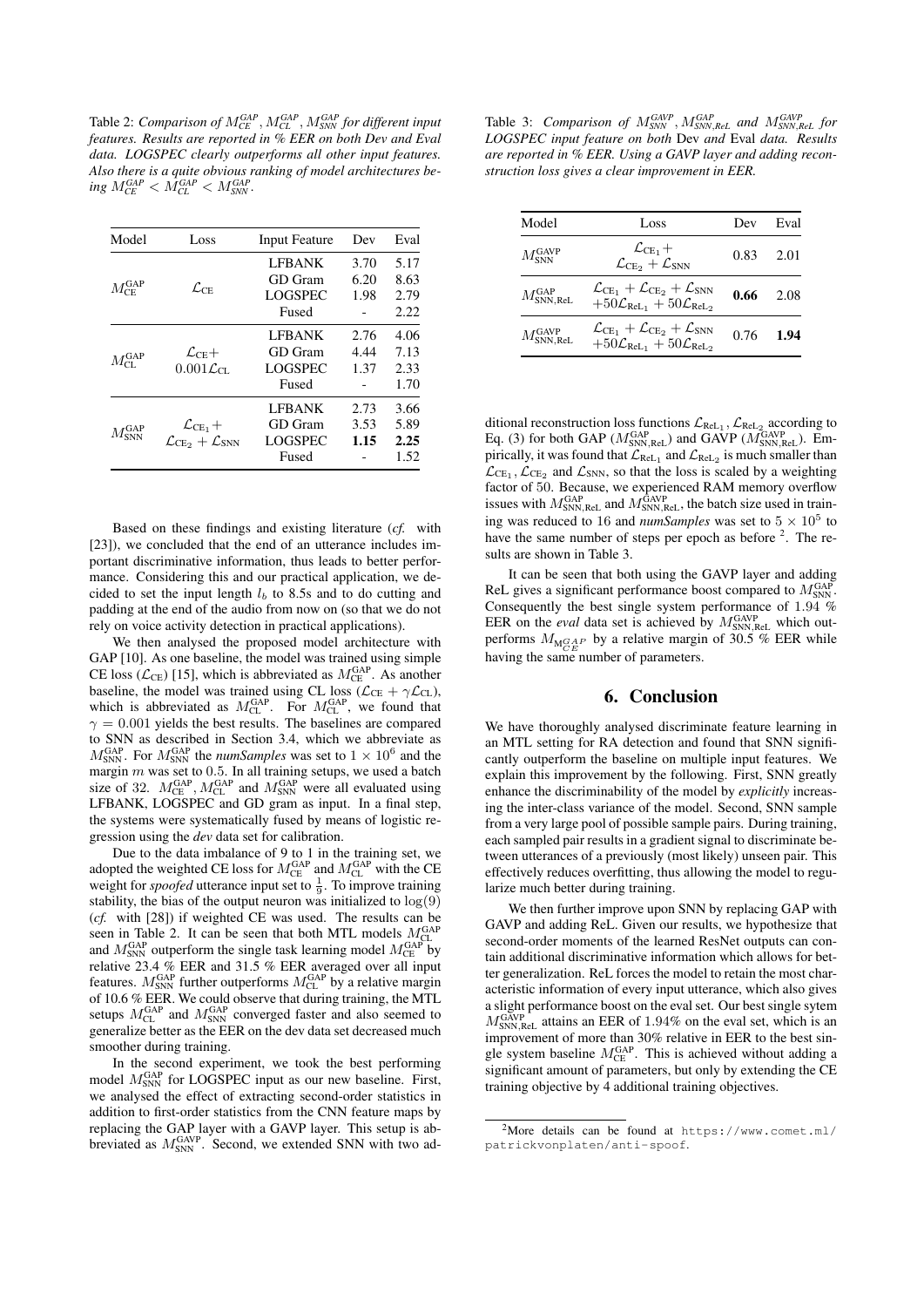Table 2: *Comparison of $M^{GAP}_{CE}$, $M^{GAP}_{CL}$, $M^{GAP}_{SNN}$ for different input features. Results are reported in % EER on both Dev and Eval data. LOGSPEC clearly outperforms all other input features. Also there is a quite obvious ranking of model architectures being $M^{GAP}_{CE} < M^{GAP}_{CL} < M^{GAP}_{SNN}$.*

| Model | Loss | Input Feature | Dev | Eval |
|---|---|---|---|---|
| $M^{\text{GAP}}_{\text{CE}}$ | $\mathcal{L}_{\text{CE}}$ | LFBANK | 3.70 | 5.17 |
| | | GD Gram | 6.20 | 8.63 |
| | | LOGSPEC | 1.98 | 2.79 |
| | | Fused | - | 2.22 |
| $M^{\text{GAP}}_{\text{CL}}$ | $\mathcal{L}_{\text{CE}} + 0.001\mathcal{L}_{\text{CL}}$ | LFBANK | 2.76 | 4.06 |
| | | GD Gram | 4.44 | 7.13 |
| | | LOGSPEC | 1.37 | 2.33 |
| | | Fused | - | 1.70 |
| $M^{\text{GAP}}_{\text{SNN}}$ | $\mathcal{L}_{\text{CE}_1} + \mathcal{L}_{\text{CE}_2} + \mathcal{L}_{\text{SNN}}$ | LFBANK | 2.73 | 3.66 |
| | | GD Gram | 3.53 | 5.89 |
| | | LOGSPEC | **1.15** | **2.25** |
| | | Fused | - | 1.52 |

Based on these findings and existing literature (*cf.* with [23]), we concluded that the end of an utterance includes important discriminative information, thus leads to better performance. Considering this and our practical application, we decided to set the input length $l_b$ to 8.5s and to do cutting and padding at the end of the audio from now on (so that we do not rely on voice activity detection in practical applications).

We then analysed the proposed model architecture with GAP [10]. As one baseline, the model was trained using simple CE loss ($\mathcal{L}_{\text{CE}}$) [15], which is abbreviated as $M^{\text{GAP}}_{\text{CE}}$. As another baseline, the model was trained using CL loss ($\mathcal{L}_{\text{CE}} + \gamma\mathcal{L}_{\text{CL}}$), which is abbreviated as $M^{\text{GAP}}_{\text{CL}}$. For $M^{\text{GAP}}_{\text{CL}}$, we found that $\gamma = 0.001$ yields the best results. The baselines are compared to SNN as described in Section 3.4, which we abbreviate as $M^{\text{GAP}}_{\text{SNN}}$. For $M^{\text{GAP}}_{\text{SNN}}$ the *numSamples* was set to $1 \times 10^6$ and the margin $m$ was set to 0.5. In all training setups, we used a batch size of 32. $M^{\text{GAP}}_{\text{CE}}$, $M^{\text{GAP}}_{\text{CL}}$ and $M^{\text{GAP}}_{\text{SNN}}$ were all evaluated using LFBANK, LOGSPEC and GD gram as input. In a final step, the systems were systematically fused by means of logistic regression using the *dev* data set for calibration.

Due to the data imbalance of 9 to 1 in the training set, we adopted the weighted CE loss for $M^{\text{GAP}}_{\text{CE}}$ and $M^{\text{GAP}}_{\text{CL}}$ with the CE weight for *spoofed* utterance input set to $\frac{1}{9}$. To improve training stability, the bias of the output neuron was initialized to $\log(9)$ (*cf.* with [28]) if weighted CE was used. The results can be seen in Table 2. It can be seen that both MTL models $M^{\text{GAP}}_{\text{CL}}$ and $M^{\text{GAP}}_{\text{SNN}}$ outperform the single task learning model $M^{\text{GAP}}_{\text{CE}}$ by relative 23.4 % EER and 31.5 % EER averaged over all input features. $M^{\text{GAP}}_{\text{SNN}}$ further outperforms $M^{\text{GAP}}_{\text{CL}}$ by a relative margin of 10.6 % EER. We could observe that during training, the MTL setups $M^{\text{GAP}}_{\text{CL}}$ and $M^{\text{GAP}}_{\text{SNN}}$ converged faster and also seemed to generalize better as the EER on the dev data set decreased much smoother during training.

In the second experiment, we took the best performing model $M^{\text{GAP}}_{\text{SNN}}$ for LOGSPEC input as our new baseline. First, we analysed the effect of extracting second-order statistics in addition to first-order statistics from the CNN feature maps by replacing the GAP layer with a GAVP layer. This setup is abbreviated as $M^{\text{GAVP}}_{\text{SNN}}$. Second, we extended SNN with two additional reconstruction loss functions $\mathcal{L}_{\text{ReL}_1}, \mathcal{L}_{\text{ReL}_2}$ according to Eq. (3) for both GAP ($M^{\text{GAP}}_{\text{SNN,ReL}}$) and GAVP ($M^{\text{GAVP}}_{\text{SNN,ReL}}$). Empirically, it was found that $\mathcal{L}_{\text{ReL}_1}$ and $\mathcal{L}_{\text{ReL}_2}$ is much smaller than $\mathcal{L}_{\text{CE}_1}, \mathcal{L}_{\text{CE}_2}$ and $\mathcal{L}_{\text{SNN}}$, so that the loss is scaled by a weighting factor of 50. Because, we experienced RAM memory overflow issues with $M^{\text{GAP}}_{\text{SNN,ReL}}$ and $M^{\text{GAVP}}_{\text{SNN,ReL}}$, the batch size used in training was reduced to 16 and *numSamples* was set to $5 \times 10^5$ to have the same number of steps per epoch as before [2]. The results are shown in Table 3.

Table 3: *Comparison of $M^{GAVP}_{SNN}$, $M^{GAP}_{SNN,ReL}$ and $M^{GAVP}_{SNN,ReL}$ for LOGSPEC input feature on both* Dev *and* Eval *data. Results are reported in % EER. Using a GAVP layer and adding reconstruction loss gives a clear improvement in EER.*

| Model | Loss | Dev | Eval |
|---|---|---|---|
| $M^{\text{GAVP}}_{\text{SNN}}$ | $\mathcal{L}_{\text{CE}_1} + \mathcal{L}_{\text{CE}_2} + \mathcal{L}_{\text{SNN}}$ | 0.83 | 2.01 |
| $M^{\text{GAP}}_{\text{SNN,ReL}}$ | $\mathcal{L}_{\text{CE}_1} + \mathcal{L}_{\text{CE}_2} + \mathcal{L}_{\text{SNN}} + 50\mathcal{L}_{\text{ReL}_1} + 50\mathcal{L}_{\text{ReL}_2}$ | **0.66** | 2.08 |
| $M^{\text{GAVP}}_{\text{SNN,ReL}}$ | $\mathcal{L}_{\text{CE}_1} + \mathcal{L}_{\text{CE}_2} + \mathcal{L}_{\text{SNN}} + 50\mathcal{L}_{\text{ReL}_1} + 50\mathcal{L}_{\text{ReL}_2}$ | 0.76 | **1.94** |

It can be seen that both using the GAVP layer and adding ReL gives a significant performance boost compared to $M^{\text{GAP}}_{\text{SNN}}$. Consequently the best single system performance of 1.94 % EER on the *eval* data set is achieved by $M^{\text{GAVP}}_{\text{SNN,ReL}}$ which outperforms $M_{M^{GAP}_{CE}}$ by a relative margin of 30.5 % EER while having the same number of parameters.

## 6. Conclusion

We have thoroughly analysed discriminate feature learning in an MTL setting for RA detection and found that SNN significantly outperform the baseline on multiple input features. We explain this improvement by the following. First, SNN greatly enhance the discriminability of the model by *explicitly* increasing the inter-class variance of the model. Second, SNN sample from a very large pool of possible sample pairs. During training, each sampled pair results in a gradient signal to discriminate between utterances of a previously (most likely) unseen pair. This effectively reduces overfitting, thus allowing the model to regularize much better during training.

We then further improve upon SNN by replacing GAP with GAVP and adding ReL. Given our results, we hypothesize that second-order moments of the learned ResNet outputs can contain additional discriminative information which allows for better generalization. ReL forces the model to retain the most characteristic information of every input utterance, which also gives a slight performance boost on the eval set. Our best single sytem $M^{\text{GAVP}}_{\text{SNN,ReL}}$ attains an EER of 1.94% on the eval set, which is an improvement of more than 30% relative in EER to the best single system baseline $M^{\text{GAP}}_{\text{CE}}$. This is achieved without adding a significant amount of parameters, but only by extending the CE training objective by 4 additional training objectives.

[2] More details can be found at `https://www.comet.ml/patrickvonplaten/anti-spoof`.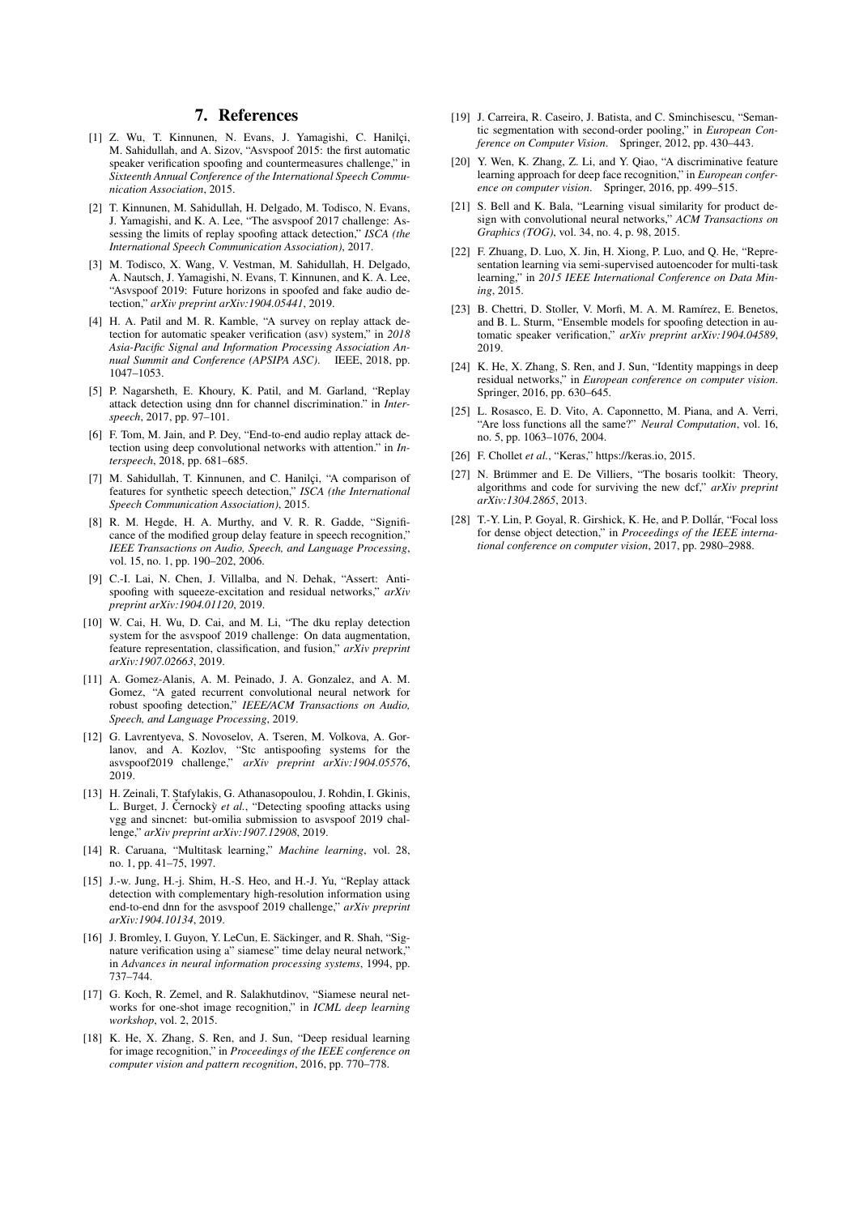## 7. References

[1] Z. Wu, T. Kinnunen, N. Evans, J. Yamagishi, C. Hanilçi, M. Sahidullah, and A. Sizov, "Asvspoof 2015: the first automatic speaker verification spoofing and countermeasures challenge," in *Sixteenth Annual Conference of the International Speech Communication Association*, 2015.

[2] T. Kinnunen, M. Sahidullah, H. Delgado, M. Todisco, N. Evans, J. Yamagishi, and K. A. Lee, "The asvspoof 2017 challenge: Assessing the limits of replay spoofing attack detection," *ISCA (the International Speech Communication Association)*, 2017.

[3] M. Todisco, X. Wang, V. Vestman, M. Sahidullah, H. Delgado, A. Nautsch, J. Yamagishi, N. Evans, T. Kinnunen, and K. A. Lee, "Asvspoof 2019: Future horizons in spoofed and fake audio detection," *arXiv preprint arXiv:1904.05441*, 2019.

[4] H. A. Patil and M. R. Kamble, "A survey on replay attack detection for automatic speaker verification (asv) system," in *2018 Asia-Pacific Signal and Information Processing Association Annual Summit and Conference (APSIPA ASC)*. IEEE, 2018, pp. 1047–1053.

[5] P. Nagarsheth, E. Khoury, K. Patil, and M. Garland, "Replay attack detection using dnn for channel discrimination." in *Interspeech*, 2017, pp. 97–101.

[6] F. Tom, M. Jain, and P. Dey, "End-to-end audio replay attack detection using deep convolutional networks with attention." in *Interspeech*, 2018, pp. 681–685.

[7] M. Sahidullah, T. Kinnunen, and C. Hanilçi, "A comparison of features for synthetic speech detection," *ISCA (the International Speech Communication Association)*, 2015.

[8] R. M. Hegde, H. A. Murthy, and V. R. R. Gadde, "Significance of the modified group delay feature in speech recognition," *IEEE Transactions on Audio, Speech, and Language Processing*, vol. 15, no. 1, pp. 190–202, 2006.

[9] C.-I. Lai, N. Chen, J. Villalba, and N. Dehak, "Assert: Anti-spoofing with squeeze-excitation and residual networks," *arXiv preprint arXiv:1904.01120*, 2019.

[10] W. Cai, H. Wu, D. Cai, and M. Li, "The dku replay detection system for the asvspoof 2019 challenge: On data augmentation, feature representation, classification, and fusion," *arXiv preprint arXiv:1907.02663*, 2019.

[11] A. Gomez-Alanis, A. M. Peinado, J. A. Gonzalez, and A. M. Gomez, "A gated recurrent convolutional neural network for robust spoofing detection," *IEEE/ACM Transactions on Audio, Speech, and Language Processing*, 2019.

[12] G. Lavrentyeva, S. Novoselov, A. Tseren, M. Volkova, A. Gorlanov, and A. Kozlov, "Stc antispoofing systems for the asvspoof2019 challenge," *arXiv preprint arXiv:1904.05576*, 2019.

[13] H. Zeinali, T. Stafylakis, G. Athanasopoulou, J. Rohdin, I. Gkinis, L. Burget, J. Černockỳ *et al.*, "Detecting spoofing attacks using vgg and sincnet: but-omilia submission to asvspoof 2019 challenge," *arXiv preprint arXiv:1907.12908*, 2019.

[14] R. Caruana, "Multitask learning," *Machine learning*, vol. 28, no. 1, pp. 41–75, 1997.

[15] J.-w. Jung, H.-j. Shim, H.-S. Heo, and H.-J. Yu, "Replay attack detection with complementary high-resolution information using end-to-end dnn for the asvspoof 2019 challenge," *arXiv preprint arXiv:1904.10134*, 2019.

[16] J. Bromley, I. Guyon, Y. LeCun, E. Säckinger, and R. Shah, "Signature verification using a" siamese" time delay neural network," in *Advances in neural information processing systems*, 1994, pp. 737–744.

[17] G. Koch, R. Zemel, and R. Salakhutdinov, "Siamese neural networks for one-shot image recognition," in *ICML deep learning workshop*, vol. 2, 2015.

[18] K. He, X. Zhang, S. Ren, and J. Sun, "Deep residual learning for image recognition," in *Proceedings of the IEEE conference on computer vision and pattern recognition*, 2016, pp. 770–778.

[19] J. Carreira, R. Caseiro, J. Batista, and C. Sminchisescu, "Semantic segmentation with second-order pooling," in *European Conference on Computer Vision*. Springer, 2012, pp. 430–443.

[20] Y. Wen, K. Zhang, Z. Li, and Y. Qiao, "A discriminative feature learning approach for deep face recognition," in *European conference on computer vision*. Springer, 2016, pp. 499–515.

[21] S. Bell and K. Bala, "Learning visual similarity for product design with convolutional neural networks," *ACM Transactions on Graphics (TOG)*, vol. 34, no. 4, p. 98, 2015.

[22] F. Zhuang, D. Luo, X. Jin, H. Xiong, P. Luo, and Q. He, "Representation learning via semi-supervised autoencoder for multi-task learning," in *2015 IEEE International Conference on Data Mining*, 2015.

[23] B. Chettri, D. Stoller, V. Morfi, M. A. M. Ramírez, E. Benetos, and B. L. Sturm, "Ensemble models for spoofing detection in automatic speaker verification," *arXiv preprint arXiv:1904.04589*, 2019.

[24] K. He, X. Zhang, S. Ren, and J. Sun, "Identity mappings in deep residual networks," in *European conference on computer vision*. Springer, 2016, pp. 630–645.

[25] L. Rosasco, E. D. Vito, A. Caponnetto, M. Piana, and A. Verri, "Are loss functions all the same?" *Neural Computation*, vol. 16, no. 5, pp. 1063–1076, 2004.

[26] F. Chollet *et al.*, "Keras," https://keras.io, 2015.

[27] N. Brümmer and E. De Villiers, "The bosaris toolkit: Theory, algorithms and code for surviving the new dcf," *arXiv preprint arXiv:1304.2865*, 2013.

[28] T.-Y. Lin, P. Goyal, R. Girshick, K. He, and P. Dollár, "Focal loss for dense object detection," in *Proceedings of the IEEE international conference on computer vision*, 2017, pp. 2980–2988.